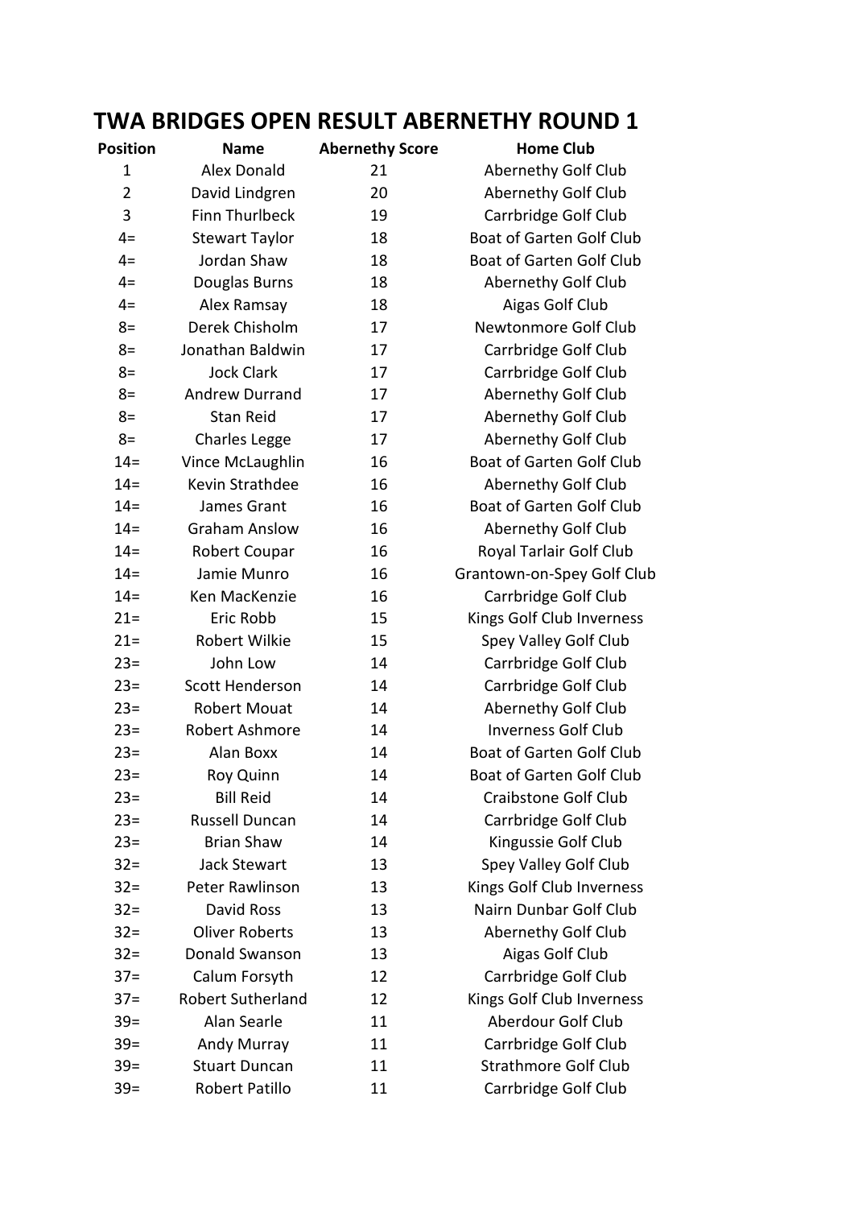# TWA BRIDGES OPEN RESULT ABERNETHY ROUND 1

| Position | Name | Abernethy Score | Home Club |
|---|---|---|---|
| 1 | Alex Donald | 21 | Abernethy Golf Club |
| 2 | David Lindgren | 20 | Abernethy Golf Club |
| 3 | Finn Thurlbeck | 19 | Carrbridge Golf Club |
| 4= | Stewart Taylor | 18 | Boat of Garten Golf Club |
| 4= | Jordan Shaw | 18 | Boat of Garten Golf Club |
| 4= | Douglas Burns | 18 | Abernethy Golf Club |
| 4= | Alex Ramsay | 18 | Aigas Golf Club |
| 8= | Derek Chisholm | 17 | Newtonmore Golf Club |
| 8= | Jonathan Baldwin | 17 | Carrbridge Golf Club |
| 8= | Jock Clark | 17 | Carrbridge Golf Club |
| 8= | Andrew Durrand | 17 | Abernethy Golf Club |
| 8= | Stan Reid | 17 | Abernethy Golf Club |
| 8= | Charles Legge | 17 | Abernethy Golf Club |
| 14= | Vince McLaughlin | 16 | Boat of Garten Golf Club |
| 14= | Kevin Strathdee | 16 | Abernethy Golf Club |
| 14= | James Grant | 16 | Boat of Garten Golf Club |
| 14= | Graham Anslow | 16 | Abernethy Golf Club |
| 14= | Robert Coupar | 16 | Royal Tarlair Golf Club |
| 14= | Jamie Munro | 16 | Grantown-on-Spey Golf Club |
| 14= | Ken MacKenzie | 16 | Carrbridge Golf Club |
| 21= | Eric Robb | 15 | Kings Golf Club Inverness |
| 21= | Robert Wilkie | 15 | Spey Valley Golf Club |
| 23= | John Low | 14 | Carrbridge Golf Club |
| 23= | Scott Henderson | 14 | Carrbridge Golf Club |
| 23= | Robert Mouat | 14 | Abernethy Golf Club |
| 23= | Robert Ashmore | 14 | Inverness Golf Club |
| 23= | Alan Boxx | 14 | Boat of Garten Golf Club |
| 23= | Roy Quinn | 14 | Boat of Garten Golf Club |
| 23= | Bill Reid | 14 | Craibstone Golf Club |
| 23= | Russell Duncan | 14 | Carrbridge Golf Club |
| 23= | Brian Shaw | 14 | Kingussie Golf Club |
| 32= | Jack Stewart | 13 | Spey Valley Golf Club |
| 32= | Peter Rawlinson | 13 | Kings Golf Club Inverness |
| 32= | David Ross | 13 | Nairn Dunbar Golf Club |
| 32= | Oliver Roberts | 13 | Abernethy Golf Club |
| 32= | Donald Swanson | 13 | Aigas Golf Club |
| 37= | Calum Forsyth | 12 | Carrbridge Golf Club |
| 37= | Robert Sutherland | 12 | Kings Golf Club Inverness |
| 39= | Alan Searle | 11 | Aberdour Golf Club |
| 39= | Andy Murray | 11 | Carrbridge Golf Club |
| 39= | Stuart Duncan | 11 | Strathmore Golf Club |
| 39= | Robert Patillo | 11 | Carrbridge Golf Club |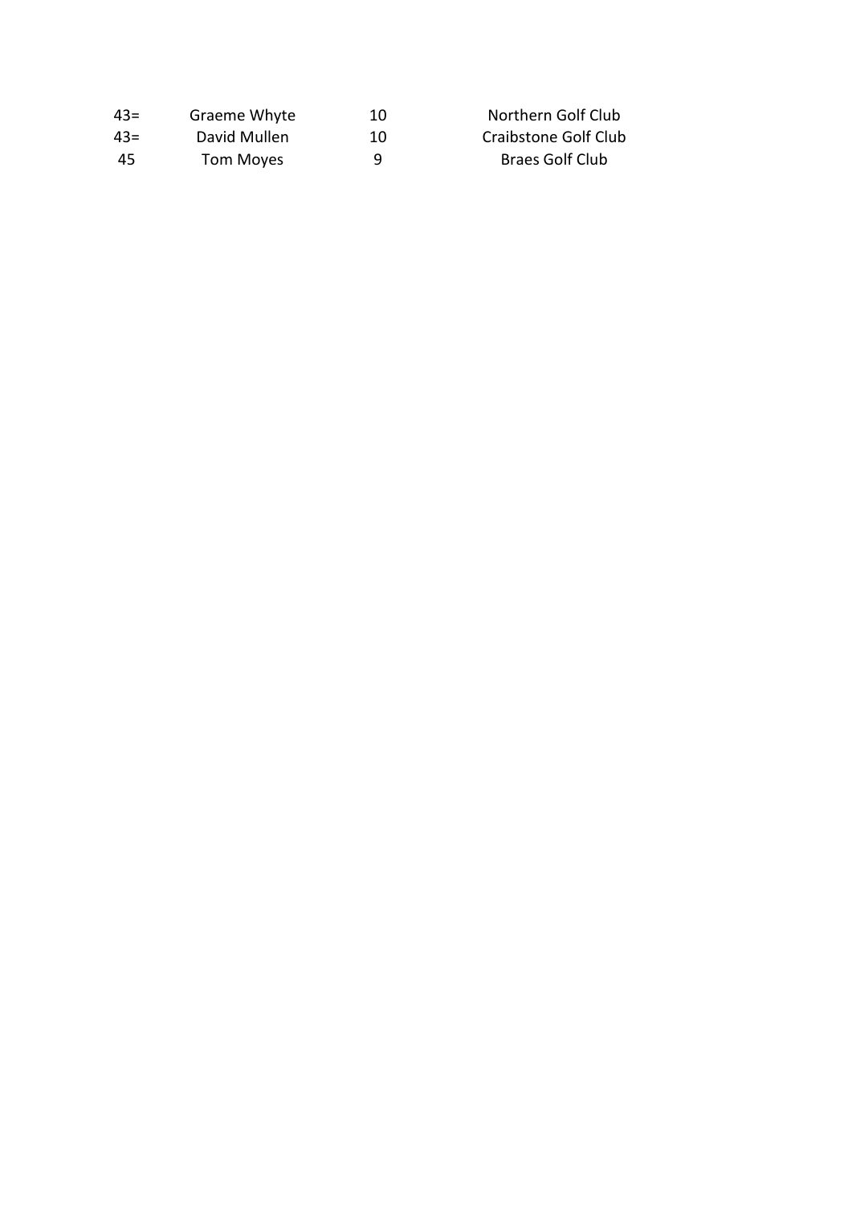| | | | |
|---|---|---|---|
| 43= | Graeme Whyte | 10 | Northern Golf Club |
| 43= | David Mullen | 10 | Craibstone Golf Club |
| 45 | Tom Moyes | 9 | Braes Golf Club |